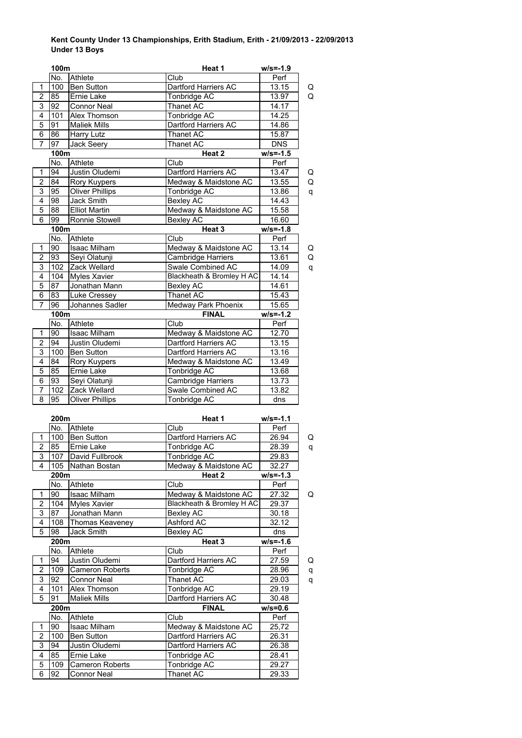**Kent County Under 13 Championships, Erith Stadium, Erith - 21/09/2013 - 22/09/2013**
**Under 13 Boys**

| | 100m | | Heat 1 | w/s=-1.9 | |
|---|---|---|---|---|---|
| | No. | Athlete | Club | Perf | |
| 1 | 100 | Ben Sutton | Dartford Harriers AC | 13.15 | Q |
| 2 | 85 | Ernie Lake | Tonbridge AC | 13.97 | Q |
| 3 | 92 | Connor Neal | Thanet AC | 14.17 | |
| 4 | 101 | Alex Thomson | Tonbridge AC | 14.25 | |
| 5 | 91 | Maliek Mills | Dartford Harriers AC | 14.86 | |
| 6 | 86 | Harry Lutz | Thanet AC | 15.87 | |
| 7 | 97 | Jack Seery | Thanet AC | DNS | |

| | 100m | | Heat 2 | w/s=-1.5 | |
|---|---|---|---|---|---|
| | No. | Athlete | Club | Perf | |
| 1 | 94 | Justin Oludemi | Dartford Harriers AC | 13.47 | Q |
| 2 | 84 | Rory Kuypers | Medway & Maidstone AC | 13.55 | Q |
| 3 | 95 | Oliver Phillips | Tonbridge AC | 13.86 | q |
| 4 | 98 | Jack Smith | Bexley AC | 14.43 | |
| 5 | 88 | Elliot Martin | Medway & Maidstone AC | 15.58 | |
| 6 | 99 | Ronnie Stowell | Bexley AC | 16.60 | |

| | 100m | | Heat 3 | w/s=-1.8 | |
|---|---|---|---|---|---|
| | No. | Athlete | Club | Perf | |
| 1 | 90 | Isaac Milham | Medway & Maidstone AC | 13.14 | Q |
| 2 | 93 | Seyi Olatunji | Cambridge Harriers | 13.61 | Q |
| 3 | 102 | Zack Wellard | Swale Combined AC | 14.09 | q |
| 4 | 104 | Myles Xavier | Blackheath & Bromley H AC | 14.14 | |
| 5 | 87 | Jonathan Mann | Bexley AC | 14.61 | |
| 6 | 83 | Luke Cressey | Thanet AC | 15.43 | |
| 7 | 96 | Johannes Sadler | Medway Park Phoenix | 15.65 | |

| | 100m | | FINAL | w/s=-1.2 |
|---|---|---|---|---|
| | No. | Athlete | Club | Perf |
| 1 | 90 | Isaac Milham | Medway & Maidstone AC | 12.70 |
| 2 | 94 | Justin Oludemi | Dartford Harriers AC | 13.15 |
| 3 | 100 | Ben Sutton | Dartford Harriers AC | 13.16 |
| 4 | 84 | Rory Kuypers | Medway & Maidstone AC | 13.49 |
| 5 | 85 | Ernie Lake | Tonbridge AC | 13.68 |
| 6 | 93 | Seyi Olatunji | Cambridge Harriers | 13.73 |
| 7 | 102 | Zack Wellard | Swale Combined AC | 13.82 |
| 8 | 95 | Oliver Phillips | Tonbridge AC | dns |

| | 200m | | Heat 1 | w/s=-1.1 | |
|---|---|---|---|---|---|
| | No. | Athlete | Club | Perf | |
| 1 | 100 | Ben Sutton | Dartford Harriers AC | 26.94 | Q |
| 2 | 85 | Ernie Lake | Tonbridge AC | 28.39 | q |
| 3 | 107 | David Fullbrook | Tonbridge AC | 29.83 | |
| 4 | 105 | Nathan Bostan | Medway & Maidstone AC | 32.27 | |

| | 200m | | Heat 2 | w/s=-1.3 | |
|---|---|---|---|---|---|
| | No. | Athlete | Club | Perf | |
| 1 | 90 | Isaac Milham | Medway & Maidstone AC | 27.32 | Q |
| 2 | 104 | Myles Xavier | Blackheath & Bromley H AC | 29.37 | |
| 3 | 87 | Jonathan Mann | Bexley AC | 30.18 | |
| 4 | 108 | Thomas Keaveney | Ashford AC | 32.12 | |
| 5 | 98 | Jack Smith | Bexley AC | dns | |

| | 200m | | Heat 3 | w/s=-1.6 | |
|---|---|---|---|---|---|
| | No. | Athlete | Club | Perf | |
| 1 | 94 | Justin Oludemi | Dartford Harriers AC | 27.59 | Q |
| 2 | 109 | Cameron Roberts | Tonbridge AC | 28.96 | q |
| 3 | 92 | Connor Neal | Thanet AC | 29.03 | q |
| 4 | 101 | Alex Thomson | Tonbridge AC | 29.19 | |
| 5 | 91 | Maliek Mills | Dartford Harriers AC | 30.48 | |

| | 200m | | FINAL | w/s=0.6 |
|---|---|---|---|---|
| | No. | Athlete | Club | Perf |
| 1 | 90 | Isaac Milham | Medway & Maidstone AC | 25,72 |
| 2 | 100 | Ben Sutton | Dartford Harriers AC | 26.31 |
| 3 | 94 | Justin Oludemi | Dartford Harriers AC | 26.38 |
| 4 | 85 | Ernie Lake | Tonbridge AC | 28.41 |
| 5 | 109 | Cameron Roberts | Tonbridge AC | 29.27 |
| 6 | 92 | Connor Neal | Thanet AC | 29.33 |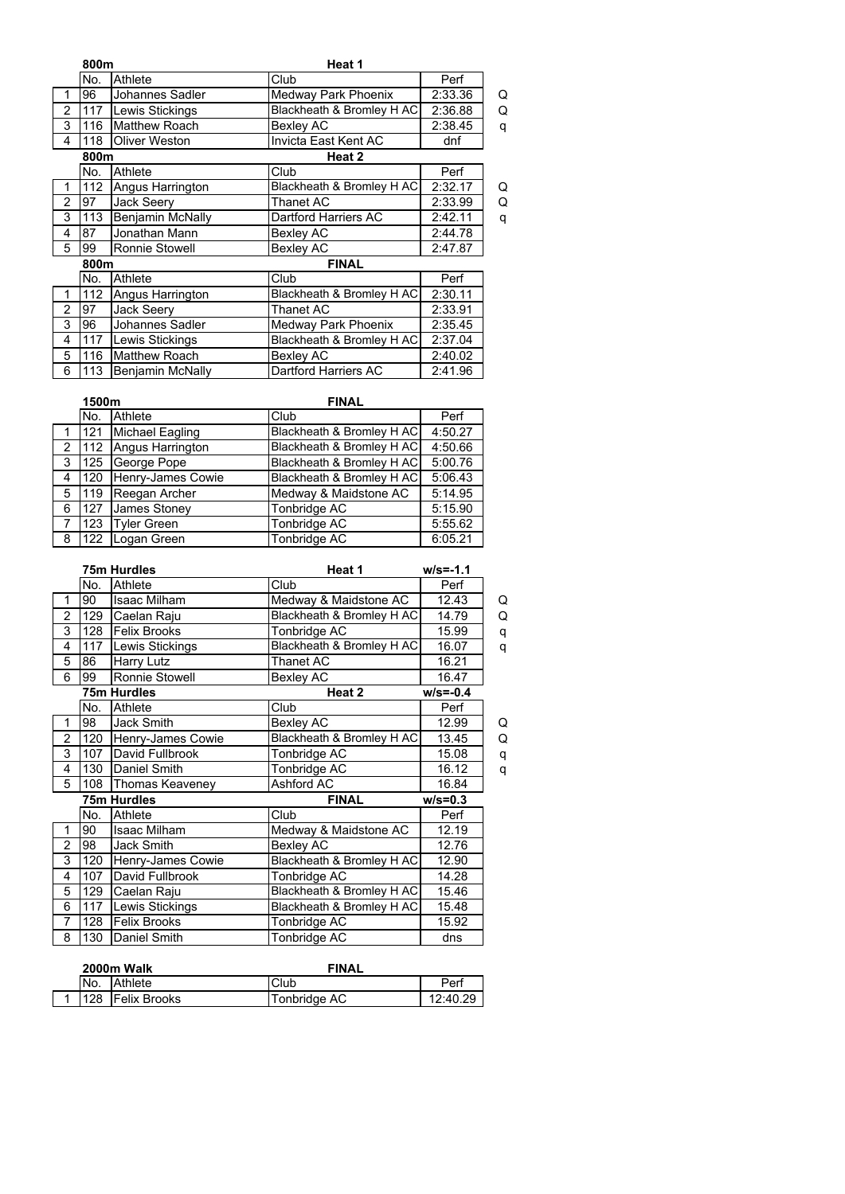| | 800m | | Heat 1 | | |
|---|---|---|---|---|---|
| | No. | Athlete | Club | Perf | |
| 1 | 96 | Johannes Sadler | Medway Park Phoenix | 2:33.36 | Q |
| 2 | 117 | Lewis Stickings | Blackheath & Bromley H AC | 2:36.88 | Q |
| 3 | 116 | Matthew Roach | Bexley AC | 2:38.45 | q |
| 4 | 118 | Oliver Weston | Invicta East Kent AC | dnf | |
| | **800m** | | **Heat 2** | | |
| | No. | Athlete | Club | Perf | |
| 1 | 112 | Angus Harrington | Blackheath & Bromley H AC | 2:32.17 | Q |
| 2 | 97 | Jack Seery | Thanet AC | 2:33.99 | Q |
| 3 | 113 | Benjamin McNally | Dartford Harriers AC | 2:42.11 | q |
| 4 | 87 | Jonathan Mann | Bexley AC | 2:44.78 | |
| 5 | 99 | Ronnie Stowell | Bexley AC | 2:47.87 | |
| | **800m** | | **FINAL** | | |
| | No. | Athlete | Club | Perf | |
| 1 | 112 | Angus Harrington | Blackheath & Bromley H AC | 2:30.11 | |
| 2 | 97 | Jack Seery | Thanet AC | 2:33.91 | |
| 3 | 96 | Johannes Sadler | Medway Park Phoenix | 2:35.45 | |
| 4 | 117 | Lewis Stickings | Blackheath & Bromley H AC | 2:37.04 | |
| 5 | 116 | Matthew Roach | Bexley AC | 2:40.02 | |
| 6 | 113 | Benjamin McNally | Dartford Harriers AC | 2:41.96 | |

| | 1500m | | FINAL | |
|---|---|---|---|---|
| | No. | Athlete | Club | Perf |
| 1 | 121 | Michael Eagling | Blackheath & Bromley H AC | 4:50.27 |
| 2 | 112 | Angus Harrington | Blackheath & Bromley H AC | 4:50.66 |
| 3 | 125 | George Pope | Blackheath & Bromley H AC | 5:00.76 |
| 4 | 120 | Henry-James Cowie | Blackheath & Bromley H AC | 5:06.43 |
| 5 | 119 | Reegan Archer | Medway & Maidstone AC | 5:14.95 |
| 6 | 127 | James Stoney | Tonbridge AC | 5:15.90 |
| 7 | 123 | Tyler Green | Tonbridge AC | 5:55.62 |
| 8 | 122 | Logan Green | Tonbridge AC | 6:05.21 |

| | 75m Hurdles | | Heat 1 | w/s=-1.1 | |
|---|---|---|---|---|---|
| | No. | Athlete | Club | Perf | |
| 1 | 90 | Isaac Milham | Medway & Maidstone AC | 12.43 | Q |
| 2 | 129 | Caelan Raju | Blackheath & Bromley H AC | 14.79 | Q |
| 3 | 128 | Felix Brooks | Tonbridge AC | 15.99 | q |
| 4 | 117 | Lewis Stickings | Blackheath & Bromley H AC | 16.07 | q |
| 5 | 86 | Harry Lutz | Thanet AC | 16.21 | |
| 6 | 99 | Ronnie Stowell | Bexley AC | 16.47 | |
| | **75m Hurdles** | | **Heat 2** | **w/s=-0.4** | |
| | No. | Athlete | Club | Perf | |
| 1 | 98 | Jack Smith | Bexley AC | 12.99 | Q |
| 2 | 120 | Henry-James Cowie | Blackheath & Bromley H AC | 13.45 | Q |
| 3 | 107 | David Fullbrook | Tonbridge AC | 15.08 | q |
| 4 | 130 | Daniel Smith | Tonbridge AC | 16.12 | q |
| 5 | 108 | Thomas Keaveney | Ashford AC | 16.84 | |
| | **75m Hurdles** | | **FINAL** | **w/s=0.3** | |
| | No. | Athlete | Club | Perf | |
| 1 | 90 | Isaac Milham | Medway & Maidstone AC | 12.19 | |
| 2 | 98 | Jack Smith | Bexley AC | 12.76 | |
| 3 | 120 | Henry-James Cowie | Blackheath & Bromley H AC | 12.90 | |
| 4 | 107 | David Fullbrook | Tonbridge AC | 14.28 | |
| 5 | 129 | Caelan Raju | Blackheath & Bromley H AC | 15.46 | |
| 6 | 117 | Lewis Stickings | Blackheath & Bromley H AC | 15.48 | |
| 7 | 128 | Felix Brooks | Tonbridge AC | 15.92 | |
| 8 | 130 | Daniel Smith | Tonbridge AC | dns | |

| | 2000m Walk | | FINAL | |
|---|---|---|---|---|
| | No. | Athlete | Club | Perf |
| 1 | 128 | Felix Brooks | Tonbridge AC | 12:40.29 |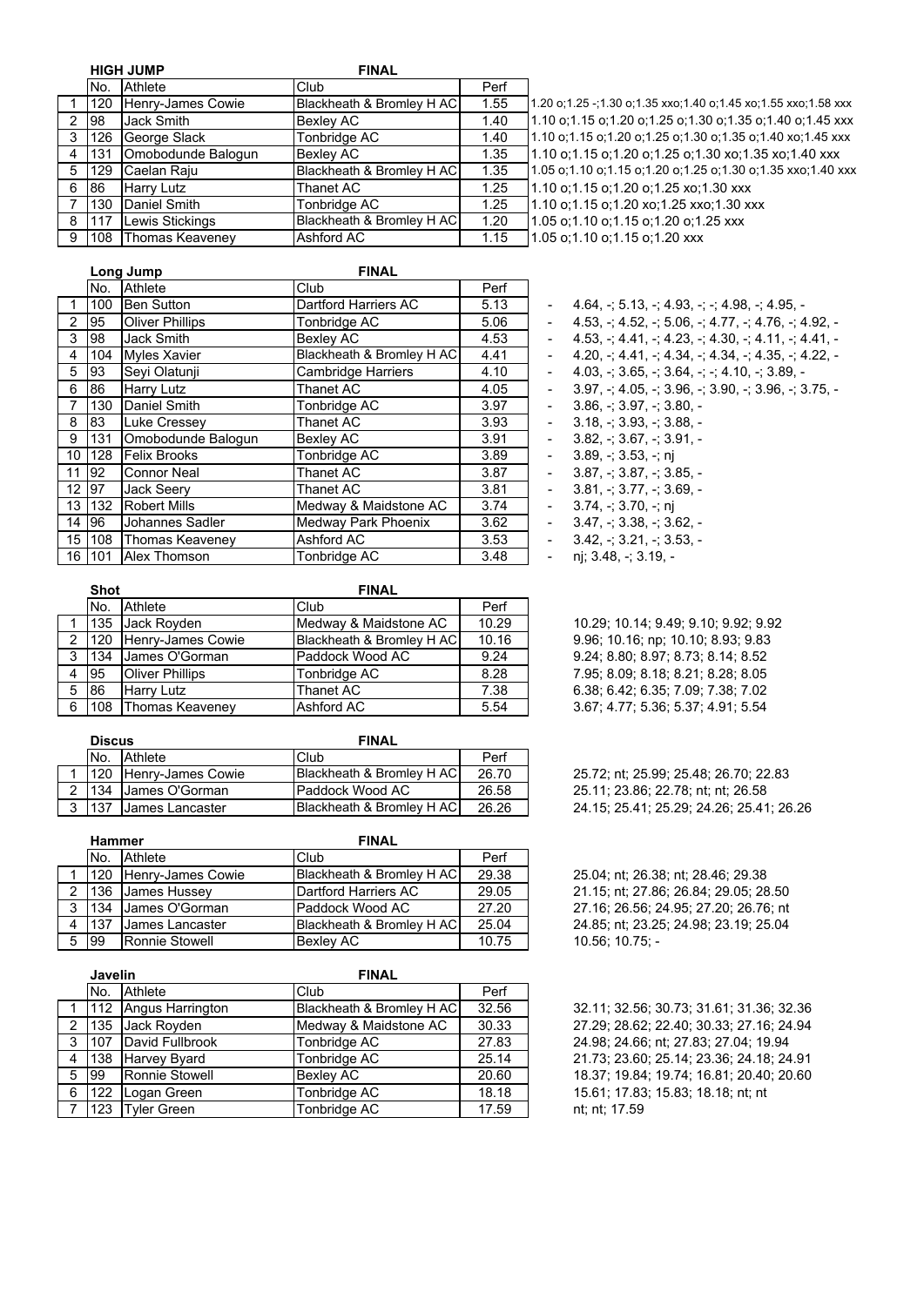## HIGH JUMP — FINAL

| | No. | Athlete | Club | Perf | |
|---|---|---|---|---|---|
| 1 | 120 | Henry-James Cowie | Blackheath & Bromley H AC | 1.55 | 1.20 o;1.25 -;1.30 o;1.35 xxo;1.40 o;1.45 xo;1.55 xxo;1.58 xxx |
| 2 | 98 | Jack Smith | Bexley AC | 1.40 | 1.10 o;1.15 o;1.20 o;1.25 o;1.30 o;1.35 o;1.40 o;1.45 xxx |
| 3 | 126 | George Slack | Tonbridge AC | 1.40 | 1.10 o;1.15 o;1.20 o;1.25 o;1.30 o;1.35 o;1.40 xo;1.45 xxx |
| 4 | 131 | Omobodunde Balogun | Bexley AC | 1.35 | 1.10 o;1.15 o;1.20 o;1.25 o;1.30 xo;1.35 xo;1.40 xxx |
| 5 | 129 | Caelan Raju | Blackheath & Bromley H AC | 1.35 | 1.05 o;1.10 o;1.15 o;1.20 o;1.25 o;1.30 o;1.35 xxo;1.40 xxx |
| 6 | 86 | Harry Lutz | Thanet AC | 1.25 | 1.10 o;1.15 o;1.20 o;1.25 xo;1.30 xxx |
| 7 | 130 | Daniel Smith | Tonbridge AC | 1.25 | 1.10 o;1.15 o;1.20 xo;1.25 xxo;1.30 xxx |
| 8 | 117 | Lewis Stickings | Blackheath & Bromley H AC | 1.20 | 1.05 o;1.10 o;1.15 o;1.20 o;1.25 xxx |
| 9 | 108 | Thomas Keaveney | Ashford AC | 1.15 | 1.05 o;1.10 o;1.15 o;1.20 xxx |

## Long Jump — FINAL

| | No. | Athlete | Club | Perf | |
|---|---|---|---|---|---|
| 1 | 100 | Ben Sutton | Dartford Harriers AC | 5.13 | - 4.64, -; 5.13, -; 4.93, -; -; 4.98, -; 4.95, - |
| 2 | 95 | Oliver Phillips | Tonbridge AC | 5.06 | - 4.53, -; 4.52, -; 5.06, -; 4.77, -; 4.76, -; 4.92, - |
| 3 | 98 | Jack Smith | Bexley AC | 4.53 | - 4.53, -; 4.41, -; 4.23, -; 4.30, -; 4.11, -; 4.41, - |
| 4 | 104 | Myles Xavier | Blackheath & Bromley H AC | 4.41 | - 4.20, -; 4.41, -; 4.34, -; 4.34, -; 4.35, -; 4.22, - |
| 5 | 93 | Seyi Olatunji | Cambridge Harriers | 4.10 | - 4.03, -; 3.65, -; 3.64, -; -; 4.10, -; 3.89, - |
| 6 | 86 | Harry Lutz | Thanet AC | 4.05 | - 3.97, -; 4.05, -; 3.96, -; 3.90, -; 3.96, -; 3.75, - |
| 7 | 130 | Daniel Smith | Tonbridge AC | 3.97 | - 3.86, -; 3.97, -; 3.80, - |
| 8 | 83 | Luke Cressey | Thanet AC | 3.93 | - 3.18, -; 3.93, -; 3.88, - |
| 9 | 131 | Omobodunde Balogun | Bexley AC | 3.91 | - 3.82, -; 3.67, -; 3.91, - |
| 10 | 128 | Felix Brooks | Tonbridge AC | 3.89 | - 3.89, -; 3.53, -; nj |
| 11 | 92 | Connor Neal | Thanet AC | 3.87 | - 3.87, -; 3.87, -; 3.85, - |
| 12 | 97 | Jack Seery | Thanet AC | 3.81 | - 3.81, -; 3.77, -; 3.69, - |
| 13 | 132 | Robert Mills | Medway & Maidstone AC | 3.74 | - 3.74, -; 3.70, -; nj |
| 14 | 96 | Johannes Sadler | Medway Park Phoenix | 3.62 | - 3.47, -; 3.38, -; 3.62, - |
| 15 | 108 | Thomas Keaveney | Ashford AC | 3.53 | - 3.42, -; 3.21, -; 3.53, - |
| 16 | 101 | Alex Thomson | Tonbridge AC | 3.48 | - nj; 3.48, -; 3.19, - |

## Shot — FINAL

| | No. | Athlete | Club | Perf | |
|---|---|---|---|---|---|
| 1 | 135 | Jack Royden | Medway & Maidstone AC | 10.29 | 10.29; 10.14; 9.49; 9.10; 9.92; 9.92 |
| 2 | 120 | Henry-James Cowie | Blackheath & Bromley H AC | 10.16 | 9.96; 10.16; np; 10.10; 8.93; 9.83 |
| 3 | 134 | James O'Gorman | Paddock Wood AC | 9.24 | 9.24; 8.80; 8.97; 8.73; 8.14; 8.52 |
| 4 | 95 | Oliver Phillips | Tonbridge AC | 8.28 | 7.95; 8.09; 8.18; 8.21; 8.28; 8.05 |
| 5 | 86 | Harry Lutz | Thanet AC | 7.38 | 6.38; 6.42; 6.35; 7.09; 7.38; 7.02 |
| 6 | 108 | Thomas Keaveney | Ashford AC | 5.54 | 3.67; 4.77; 5.36; 5.37; 4.91; 5.54 |

## Discus — FINAL

| | No. | Athlete | Club | Perf | |
|---|---|---|---|---|---|
| 1 | 120 | Henry-James Cowie | Blackheath & Bromley H AC | 26.70 | 25.72; nt; 25.99; 25.48; 26.70; 22.83 |
| 2 | 134 | James O'Gorman | Paddock Wood AC | 26.58 | 25.11; 23.86; 22.78; nt; nt; 26.58 |
| 3 | 137 | James Lancaster | Blackheath & Bromley H AC | 26.26 | 24.15; 25.41; 25.29; 24.26; 25.41; 26.26 |

## Hammer — FINAL

| | No. | Athlete | Club | Perf | |
|---|---|---|---|---|---|
| 1 | 120 | Henry-James Cowie | Blackheath & Bromley H AC | 29.38 | 25.04; nt; 26.38; nt; 28.46; 29.38 |
| 2 | 136 | James Hussey | Dartford Harriers AC | 29.05 | 21.15; nt; 27.86; 26.84; 29.05; 28.50 |
| 3 | 134 | James O'Gorman | Paddock Wood AC | 27.20 | 27.16; 26.56; 24.95; 27.20; 26.76; nt |
| 4 | 137 | James Lancaster | Blackheath & Bromley H AC | 25.04 | 24.85; nt; 23.25; 24.98; 23.19; 25.04 |
| 5 | 99 | Ronnie Stowell | Bexley AC | 10.75 | 10.56; 10.75; - |

## Javelin — FINAL

| | No. | Athlete | Club | Perf | |
|---|---|---|---|---|---|
| 1 | 112 | Angus Harrington | Blackheath & Bromley H AC | 32.56 | 32.11; 32.56; 30.73; 31.61; 31.36; 32.36 |
| 2 | 135 | Jack Royden | Medway & Maidstone AC | 30.33 | 27.29; 28.62; 22.40; 30.33; 27.16; 24.94 |
| 3 | 107 | David Fullbrook | Tonbridge AC | 27.83 | 24.98; 24.66; nt; 27.83; 27.04; 19.94 |
| 4 | 138 | Harvey Byard | Tonbridge AC | 25.14 | 21.73; 23.60; 25.14; 23.36; 24.18; 24.91 |
| 5 | 99 | Ronnie Stowell | Bexley AC | 20.60 | 18.37; 19.84; 19.74; 16.81; 20.40; 20.60 |
| 6 | 122 | Logan Green | Tonbridge AC | 18.18 | 15.61; 17.83; 15.83; 18.18; nt; nt |
| 7 | 123 | Tyler Green | Tonbridge AC | 17.59 | nt; nt; 17.59 |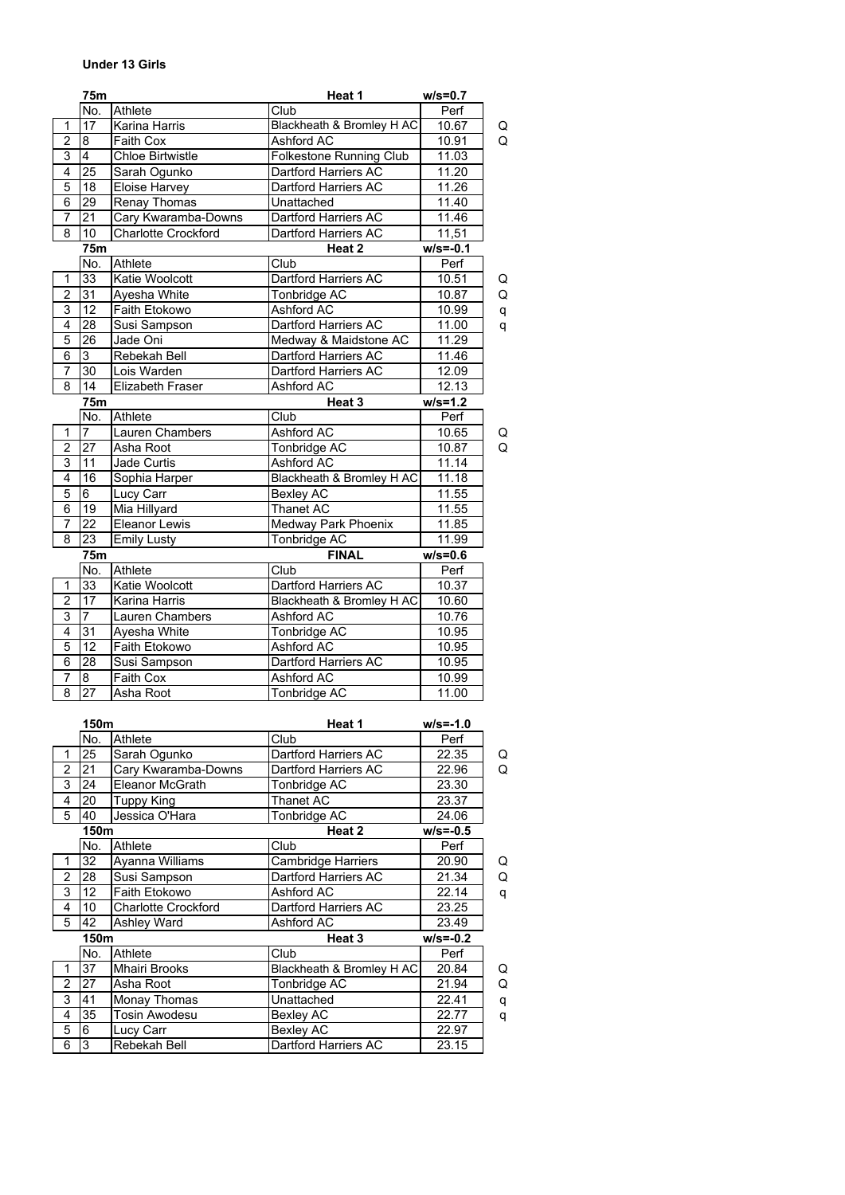**Under 13 Girls**

| | 75m | | Heat 1 | w/s=0.7 | |
|---|---|---|---|---|---|
| | No. | Athlete | Club | Perf | |
| 1 | 17 | Karina Harris | Blackheath & Bromley H AC | 10.67 | Q |
| 2 | 8 | Faith Cox | Ashford AC | 10.91 | Q |
| 3 | 4 | Chloe Birtwistle | Folkestone Running Club | 11.03 | |
| 4 | 25 | Sarah Ogunko | Dartford Harriers AC | 11.20 | |
| 5 | 18 | Eloise Harvey | Dartford Harriers AC | 11.26 | |
| 6 | 29 | Renay Thomas | Unattached | 11.40 | |
| 7 | 21 | Cary Kwaramba-Downs | Dartford Harriers AC | 11.46 | |
| 8 | 10 | Charlotte Crockford | Dartford Harriers AC | 11,51 | |

| | 75m | | Heat 2 | w/s=-0.1 | |
|---|---|---|---|---|---|
| | No. | Athlete | Club | Perf | |
| 1 | 33 | Katie Woolcott | Dartford Harriers AC | 10.51 | Q |
| 2 | 31 | Ayesha White | Tonbridge AC | 10.87 | Q |
| 3 | 12 | Faith Etokowo | Ashford AC | 10.99 | q |
| 4 | 28 | Susi Sampson | Dartford Harriers AC | 11.00 | q |
| 5 | 26 | Jade Oni | Medway & Maidstone AC | 11.29 | |
| 6 | 3 | Rebekah Bell | Dartford Harriers AC | 11.46 | |
| 7 | 30 | Lois Warden | Dartford Harriers AC | 12.09 | |
| 8 | 14 | Elizabeth Fraser | Ashford AC | 12.13 | |

| | 75m | | Heat 3 | w/s=1.2 | |
|---|---|---|---|---|---|
| | No. | Athlete | Club | Perf | |
| 1 | 7 | Lauren Chambers | Ashford AC | 10.65 | Q |
| 2 | 27 | Asha Root | Tonbridge AC | 10.87 | Q |
| 3 | 11 | Jade Curtis | Ashford AC | 11.14 | |
| 4 | 16 | Sophia Harper | Blackheath & Bromley H AC | 11.18 | |
| 5 | 6 | Lucy Carr | Bexley AC | 11.55 | |
| 6 | 19 | Mia Hillyard | Thanet AC | 11.55 | |
| 7 | 22 | Eleanor Lewis | Medway Park Phoenix | 11.85 | |
| 8 | 23 | Emily Lusty | Tonbridge AC | 11.99 | |

| | 75m | | FINAL | w/s=0.6 |
|---|---|---|---|---|
| | No. | Athlete | Club | Perf |
| 1 | 33 | Katie Woolcott | Dartford Harriers AC | 10.37 |
| 2 | 17 | Karina Harris | Blackheath & Bromley H AC | 10.60 |
| 3 | 7 | Lauren Chambers | Ashford AC | 10.76 |
| 4 | 31 | Ayesha White | Tonbridge AC | 10.95 |
| 5 | 12 | Faith Etokowo | Ashford AC | 10.95 |
| 6 | 28 | Susi Sampson | Dartford Harriers AC | 10.95 |
| 7 | 8 | Faith Cox | Ashford AC | 10.99 |
| 8 | 27 | Asha Root | Tonbridge AC | 11.00 |

| | 150m | | Heat 1 | w/s=-1.0 | |
|---|---|---|---|---|---|
| | No. | Athlete | Club | Perf | |
| 1 | 25 | Sarah Ogunko | Dartford Harriers AC | 22.35 | Q |
| 2 | 21 | Cary Kwaramba-Downs | Dartford Harriers AC | 22.96 | Q |
| 3 | 24 | Eleanor McGrath | Tonbridge AC | 23.30 | |
| 4 | 20 | Tuppy King | Thanet AC | 23.37 | |
| 5 | 40 | Jessica O'Hara | Tonbridge AC | 24.06 | |

| | 150m | | Heat 2 | w/s=-0.5 | |
|---|---|---|---|---|---|
| | No. | Athlete | Club | Perf | |
| 1 | 32 | Ayanna Williams | Cambridge Harriers | 20.90 | Q |
| 2 | 28 | Susi Sampson | Dartford Harriers AC | 21.34 | Q |
| 3 | 12 | Faith Etokowo | Ashford AC | 22.14 | q |
| 4 | 10 | Charlotte Crockford | Dartford Harriers AC | 23.25 | |
| 5 | 42 | Ashley Ward | Ashford AC | 23.49 | |

| | 150m | | Heat 3 | w/s=-0.2 | |
|---|---|---|---|---|---|
| | No. | Athlete | Club | Perf | |
| 1 | 37 | Mhairi Brooks | Blackheath & Bromley H AC | 20.84 | Q |
| 2 | 27 | Asha Root | Tonbridge AC | 21.94 | Q |
| 3 | 41 | Monay Thomas | Unattached | 22.41 | q |
| 4 | 35 | Tosin Awodesu | Bexley AC | 22.77 | q |
| 5 | 6 | Lucy Carr | Bexley AC | 22.97 | |
| 6 | 3 | Rebekah Bell | Dartford Harriers AC | 23.15 | |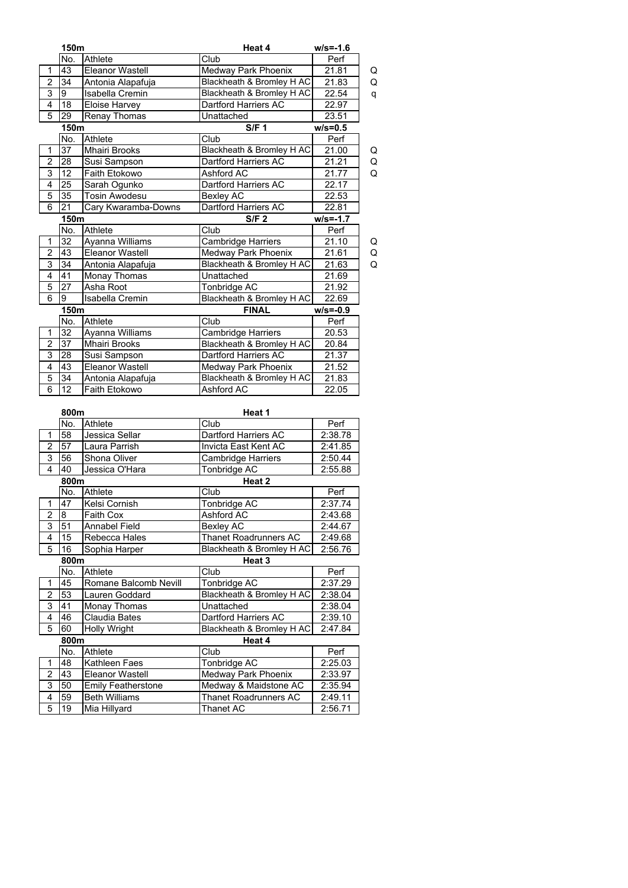## 150m Heat 4 (w/s=-1.6)

| | No. | Athlete | Club | Perf | |
|---|---|---|---|---|---|
| 1 | 43 | Eleanor Wastell | Medway Park Phoenix | 21.81 | Q |
| 2 | 34 | Antonia Alapafuja | Blackheath & Bromley H AC | 21.83 | Q |
| 3 | 9 | Isabella Cremin | Blackheath & Bromley H AC | 22.54 | q |
| 4 | 18 | Eloise Harvey | Dartford Harriers AC | 22.97 | |
| 5 | 29 | Renay Thomas | Unattached | 23.51 | |

## 150m S/F 1 (w/s=0.5)

| | No. | Athlete | Club | Perf | |
|---|---|---|---|---|---|
| 1 | 37 | Mhairi Brooks | Blackheath & Bromley H AC | 21.00 | Q |
| 2 | 28 | Susi Sampson | Dartford Harriers AC | 21.21 | Q |
| 3 | 12 | Faith Etokowo | Ashford AC | 21.77 | Q |
| 4 | 25 | Sarah Ogunko | Dartford Harriers AC | 22.17 | |
| 5 | 35 | Tosin Awodesu | Bexley AC | 22.53 | |
| 6 | 21 | Cary Kwaramba-Downs | Dartford Harriers AC | 22.81 | |

## 150m S/F 2 (w/s=-1.7)

| | No. | Athlete | Club | Perf | |
|---|---|---|---|---|---|
| 1 | 32 | Ayanna Williams | Cambridge Harriers | 21.10 | Q |
| 2 | 43 | Eleanor Wastell | Medway Park Phoenix | 21.61 | Q |
| 3 | 34 | Antonia Alapafuja | Blackheath & Bromley H AC | 21.63 | Q |
| 4 | 41 | Monay Thomas | Unattached | 21.69 | |
| 5 | 27 | Asha Root | Tonbridge AC | 21.92 | |
| 6 | 9 | Isabella Cremin | Blackheath & Bromley H AC | 22.69 | |

## 150m FINAL (w/s=-0.9)

| | No. | Athlete | Club | Perf |
|---|---|---|---|---|
| 1 | 32 | Ayanna Williams | Cambridge Harriers | 20.53 |
| 2 | 37 | Mhairi Brooks | Blackheath & Bromley H AC | 20.84 |
| 3 | 28 | Susi Sampson | Dartford Harriers AC | 21.37 |
| 4 | 43 | Eleanor Wastell | Medway Park Phoenix | 21.52 |
| 5 | 34 | Antonia Alapafuja | Blackheath & Bromley H AC | 21.83 |
| 6 | 12 | Faith Etokowo | Ashford AC | 22.05 |

## 800m Heat 1

| | No. | Athlete | Club | Perf |
|---|---|---|---|---|
| 1 | 58 | Jessica Sellar | Dartford Harriers AC | 2:38.78 |
| 2 | 57 | Laura Parrish | Invicta East Kent AC | 2:41.85 |
| 3 | 56 | Shona Oliver | Cambridge Harriers | 2:50.44 |
| 4 | 40 | Jessica O'Hara | Tonbridge AC | 2:55.88 |

## 800m Heat 2

| | No. | Athlete | Club | Perf |
|---|---|---|---|---|
| 1 | 47 | Kelsi Cornish | Tonbridge AC | 2:37.74 |
| 2 | 8 | Faith Cox | Ashford AC | 2:43.68 |
| 3 | 51 | Annabel Field | Bexley AC | 2:44.67 |
| 4 | 15 | Rebecca Hales | Thanet Roadrunners AC | 2:49.68 |
| 5 | 16 | Sophia Harper | Blackheath & Bromley H AC | 2:56.76 |

## 800m Heat 3

| | No. | Athlete | Club | Perf |
|---|---|---|---|---|
| 1 | 45 | Romane Balcomb Nevill | Tonbridge AC | 2:37.29 |
| 2 | 53 | Lauren Goddard | Blackheath & Bromley H AC | 2:38.04 |
| 3 | 41 | Monay Thomas | Unattached | 2:38.04 |
| 4 | 46 | Claudia Bates | Dartford Harriers AC | 2:39.10 |
| 5 | 60 | Holly Wright | Blackheath & Bromley H AC | 2:47.84 |

## 800m Heat 4

| | No. | Athlete | Club | Perf |
|---|---|---|---|---|
| 1 | 48 | Kathleen Faes | Tonbridge AC | 2:25.03 |
| 2 | 43 | Eleanor Wastell | Medway Park Phoenix | 2:33.97 |
| 3 | 50 | Emily Featherstone | Medway & Maidstone AC | 2:35.94 |
| 4 | 59 | Beth Williams | Thanet Roadrunners AC | 2:49.11 |
| 5 | 19 | Mia Hillyard | Thanet AC | 2:56.71 |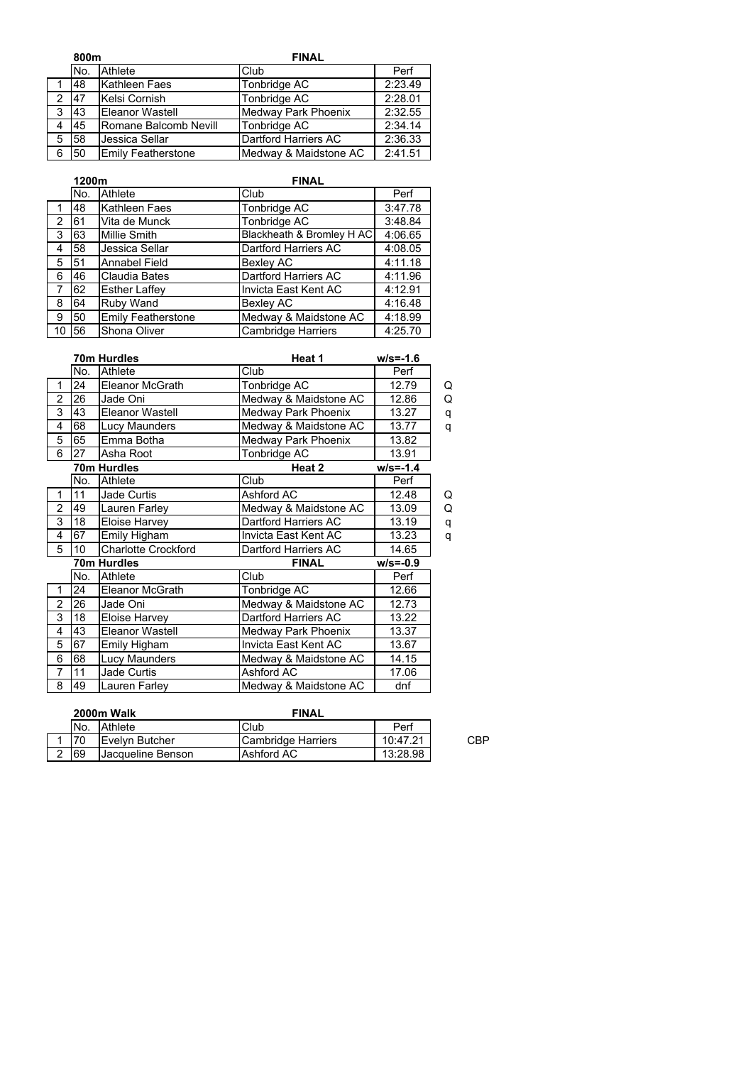### 800m — FINAL

| | No. | Athlete | Club | Perf |
|---|---|---|---|---|
| 1 | 48 | Kathleen Faes | Tonbridge AC | 2:23.49 |
| 2 | 47 | Kelsi Cornish | Tonbridge AC | 2:28.01 |
| 3 | 43 | Eleanor Wastell | Medway Park Phoenix | 2:32.55 |
| 4 | 45 | Romane Balcomb Nevill | Tonbridge AC | 2:34.14 |
| 5 | 58 | Jessica Sellar | Dartford Harriers AC | 2:36.33 |
| 6 | 50 | Emily Featherstone | Medway & Maidstone AC | 2:41.51 |

### 1200m — FINAL

| | No. | Athlete | Club | Perf |
|---|---|---|---|---|
| 1 | 48 | Kathleen Faes | Tonbridge AC | 3:47.78 |
| 2 | 61 | Vita de Munck | Tonbridge AC | 3:48.84 |
| 3 | 63 | Millie Smith | Blackheath & Bromley H AC | 4:06.65 |
| 4 | 58 | Jessica Sellar | Dartford Harriers AC | 4:08.05 |
| 5 | 51 | Annabel Field | Bexley AC | 4:11.18 |
| 6 | 46 | Claudia Bates | Dartford Harriers AC | 4:11.96 |
| 7 | 62 | Esther Laffey | Invicta East Kent AC | 4:12.91 |
| 8 | 64 | Ruby Wand | Bexley AC | 4:16.48 |
| 9 | 50 | Emily Featherstone | Medway & Maidstone AC | 4:18.99 |
| 10 | 56 | Shona Oliver | Cambridge Harriers | 4:25.70 |

### 70m Hurdles — Heat 1 — w/s=-1.6

| | No. | Athlete | Club | Perf | |
|---|---|---|---|---|---|
| 1 | 24 | Eleanor McGrath | Tonbridge AC | 12.79 | Q |
| 2 | 26 | Jade Oni | Medway & Maidstone AC | 12.86 | Q |
| 3 | 43 | Eleanor Wastell | Medway Park Phoenix | 13.27 | q |
| 4 | 68 | Lucy Maunders | Medway & Maidstone AC | 13.77 | q |
| 5 | 65 | Emma Botha | Medway Park Phoenix | 13.82 | |
| 6 | 27 | Asha Root | Tonbridge AC | 13.91 | |

### 70m Hurdles — Heat 2 — w/s=-1.4

| | No. | Athlete | Club | Perf | |
|---|---|---|---|---|---|
| 1 | 11 | Jade Curtis | Ashford AC | 12.48 | Q |
| 2 | 49 | Lauren Farley | Medway & Maidstone AC | 13.09 | Q |
| 3 | 18 | Eloise Harvey | Dartford Harriers AC | 13.19 | q |
| 4 | 67 | Emily Higham | Invicta East Kent AC | 13.23 | q |
| 5 | 10 | Charlotte Crockford | Dartford Harriers AC | 14.65 | |

### 70m Hurdles — FINAL — w/s=-0.9

| | No. | Athlete | Club | Perf |
|---|---|---|---|---|
| 1 | 24 | Eleanor McGrath | Tonbridge AC | 12.66 |
| 2 | 26 | Jade Oni | Medway & Maidstone AC | 12.73 |
| 3 | 18 | Eloise Harvey | Dartford Harriers AC | 13.22 |
| 4 | 43 | Eleanor Wastell | Medway Park Phoenix | 13.37 |
| 5 | 67 | Emily Higham | Invicta East Kent AC | 13.67 |
| 6 | 68 | Lucy Maunders | Medway & Maidstone AC | 14.15 |
| 7 | 11 | Jade Curtis | Ashford AC | 17.06 |
| 8 | 49 | Lauren Farley | Medway & Maidstone AC | dnf |

### 2000m Walk — FINAL

| | No. | Athlete | Club | Perf | |
|---|---|---|---|---|---|
| 1 | 70 | Evelyn Butcher | Cambridge Harriers | 10:47.21 | CBP |
| 2 | 69 | Jacqueline Benson | Ashford AC | 13:28.98 | |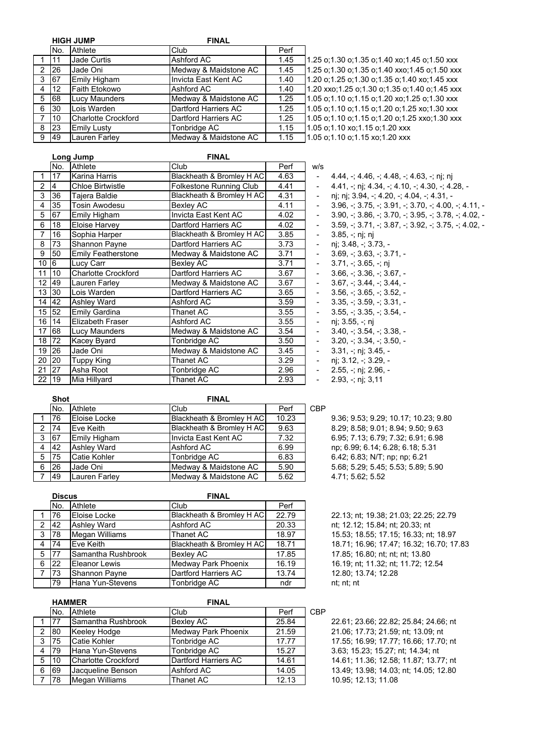## HIGH JUMP — FINAL

| | No. | Athlete | Club | Perf | |
|---|---|---|---|---|---|
| 1 | 11 | Jade Curtis | Ashford AC | 1.45 | 1.25 o;1.30 o;1.35 o;1.40 xo;1.45 o;1.50 xxx |
| 2 | 26 | Jade Oni | Medway & Maidstone AC | 1.45 | 1.25 o;1.30 o;1.35 o;1.40 xxo;1.45 o;1.50 xxx |
| 3 | 67 | Emily Higham | Invicta East Kent AC | 1.40 | 1.20 o;1.25 o;1.30 o;1.35 o;1.40 xo;1.45 xxx |
| 4 | 12 | Faith Etokowo | Ashford AC | 1.40 | 1.20 xxo;1.25 o;1.30 o;1.35 o;1.40 o;1.45 xxx |
| 5 | 68 | Lucy Maunders | Medway & Maidstone AC | 1.25 | 1.05 o;1.10 o;1.15 o;1.20 xo;1.25 o;1.30 xxx |
| 6 | 30 | Lois Warden | Dartford Harriers AC | 1.25 | 1.05 o;1.10 o;1.15 o;1.20 o;1.25 xo;1.30 xxx |
| 7 | 10 | Charlotte Crockford | Dartford Harriers AC | 1.25 | 1.05 o;1.10 o;1.15 o;1.20 o;1.25 xxo;1.30 xxx |
| 8 | 23 | Emily Lusty | Tonbridge AC | 1.15 | 1.05 o;1.10 xo;1.15 o;1.20 xxx |
| 9 | 49 | Lauren Farley | Medway & Maidstone AC | 1.15 | 1.05 o;1.10 o;1.15 xo;1.20 xxx |

## Long Jump — FINAL

| | No. | Athlete | Club | Perf | w/s | |
|---|---|---|---|---|---|---|
| 1 | 17 | Karina Harris | Blackheath & Bromley H AC | 4.63 | - | 4.44, -; 4.46, -; 4.48, -; 4.63, -; nj; nj |
| 2 | 4 | Chloe Birtwistle | Folkestone Running Club | 4.41 | - | 4.41, -; nj; 4.34, -; 4.10, -; 4.30, -; 4.28, - |
| 3 | 36 | Tajera Baldie | Blackheath & Bromley H AC | 4.31 | - | nj; nj; 3.94, -; 4.20, -; 4.04, -; 4.31, - |
| 4 | 35 | Tosin Awodesu | Bexley AC | 4.11 | - | 3.96, -; 3.75, -; 3.91, -; 3.70, -; 4.00, -; 4.11, - |
| 5 | 67 | Emily Higham | Invicta East Kent AC | 4.02 | - | 3.90, -; 3.86, -; 3.70, -; 3.95, -; 3.78, -; 4.02, - |
| 6 | 18 | Eloise Harvey | Dartford Harriers AC | 4.02 | - | 3.59, -; 3.71, -; 3.87, -; 3.92, -; 3.75, -; 4.02, - |
| 7 | 16 | Sophia Harper | Blackheath & Bromley H AC | 3.85 | - | 3.85, -; nj; nj |
| 8 | 73 | Shannon Payne | Dartford Harriers AC | 3.73 | - | nj; 3.48, -; 3.73, - |
| 9 | 50 | Emily Featherstone | Medway & Maidstone AC | 3.71 | - | 3.69, -; 3.63, -; 3.71, - |
| 10 | 6 | Lucy Carr | Bexley AC | 3.71 | - | 3.71, -; 3.65, -; nj |
| 11 | 10 | Charlotte Crockford | Dartford Harriers AC | 3.67 | - | 3.66, -; 3.36, -; 3.67, - |
| 12 | 49 | Lauren Farley | Medway & Maidstone AC | 3.67 | - | 3.67, -; 3.44, -; 3.44, - |
| 13 | 30 | Lois Warden | Dartford Harriers AC | 3.65 | - | 3.56, -; 3.65, -; 3.52, - |
| 14 | 42 | Ashley Ward | Ashford AC | 3.59 | - | 3.35, -; 3.59, -; 3.31, - |
| 15 | 52 | Emily Gardina | Thanet AC | 3.55 | - | 3.55, -; 3.35, -; 3.54, - |
| 16 | 14 | Elizabeth Fraser | Ashford AC | 3.55 | - | nj; 3.55, -; nj |
| 17 | 68 | Lucy Maunders | Medway & Maidstone AC | 3.54 | - | 3.40, -; 3.54, -; 3.38, - |
| 18 | 72 | Kacey Byard | Tonbridge AC | 3.50 | - | 3.20, -; 3.34, -; 3.50, - |
| 19 | 26 | Jade Oni | Medway & Maidstone AC | 3.45 | - | 3.31, -; nj; 3.45, - |
| 20 | 20 | Tuppy King | Thanet AC | 3.29 | - | nj; 3.12, -; 3.29, - |
| 21 | 27 | Asha Root | Tonbridge AC | 2.96 | - | 2.55, -; nj; 2.96, - |
| 22 | 19 | Mia Hillyard | Thanet AC | 2.93 | - | 2.93, -; nj; 3,11 |

## Shot — FINAL

| | No. | Athlete | Club | Perf | CBP | |
|---|---|---|---|---|---|---|
| 1 | 76 | Eloise Locke | Blackheath & Bromley H AC | 10.23 | | 9.36; 9.53; 9.29; 10.17; 10.23; 9.80 |
| 2 | 74 | Eve Keith | Blackheath & Bromley H AC | 9.63 | | 8.29; 8.58; 9.01; 8.94; 9.50; 9.63 |
| 3 | 67 | Emily Higham | Invicta East Kent AC | 7.32 | | 6.95; 7.13; 6.79; 7.32; 6.91; 6.98 |
| 4 | 42 | Ashley Ward | Ashford AC | 6.99 | | np; 6.99; 6.14; 6.28; 6.18; 5.31 |
| 5 | 75 | Catie Kohler | Tonbridge AC | 6.83 | | 6.42; 6.83; N/T; np; np; 6.21 |
| 6 | 26 | Jade Oni | Medway & Maidstone AC | 5.90 | | 5.68; 5.29; 5.45; 5.53; 5.89; 5.90 |
| 7 | 49 | Lauren Farley | Medway & Maidstone AC | 5.62 | | 4.71; 5.62; 5.52 |

## Discus — FINAL

| | No. | Athlete | Club | Perf | |
|---|---|---|---|---|---|
| 1 | 76 | Eloise Locke | Blackheath & Bromley H AC | 22.79 | 22.13; nt; 19.38; 21.03; 22.25; 22.79 |
| 2 | 42 | Ashley Ward | Ashford AC | 20.33 | nt; 12.12; 15.84; nt; 20.33; nt |
| 3 | 78 | Megan Williams | Thanet AC | 18.97 | 15.53; 18.55; 17.15; 16.33; nt; 18.97 |
| 4 | 74 | Eve Keith | Blackheath & Bromley H AC | 18.71 | 18.71; 16.96; 17.47; 16.32; 16.70; 17.83 |
| 5 | 77 | Samantha Rushbrook | Bexley AC | 17.85 | 17.85; 16.80; nt; nt; nt; 13.80 |
| 6 | 22 | Eleanor Lewis | Medway Park Phoenix | 16.19 | 16.19; nt; 11.32; nt; 11.72; 12.54 |
| 7 | 73 | Shannon Payne | Dartford Harriers AC | 13.74 | 12.80; 13.74; 12.28 |
| | 79 | Hana Yun-Stevens | Tonbridge AC | ndr | nt; nt; nt |

## HAMMER — FINAL

| | No. | Athlete | Club | Perf | CBP | |
|---|---|---|---|---|---|---|
| 1 | 77 | Samantha Rushbrook | Bexley AC | 25.84 | | 22.61; 23.66; 22.82; 25.84; 24.66; nt |
| 2 | 80 | Keeley Hodge | Medway Park Phoenix | 21.59 | | 21.06; 17.73; 21.59; nt; 13.09; nt |
| 3 | 75 | Catie Kohler | Tonbridge AC | 17.77 | | 17.55; 16.99; 17.77; 16.66; 17.70; nt |
| 4 | 79 | Hana Yun-Stevens | Tonbridge AC | 15.27 | | 3.63; 15.23; 15.27; nt; 14.34; nt |
| 5 | 10 | Charlotte Crockford | Dartford Harriers AC | 14.61 | | 14.61; 11.36; 12.58; 11.87; 13.77; nt |
| 6 | 69 | Jacqueline Benson | Ashford AC | 14.05 | | 13.49; 13.98; 14.03; nt; 14.05; 12.80 |
| 7 | 78 | Megan Williams | Thanet AC | 12.13 | | 10.95; 12.13; 11.08 |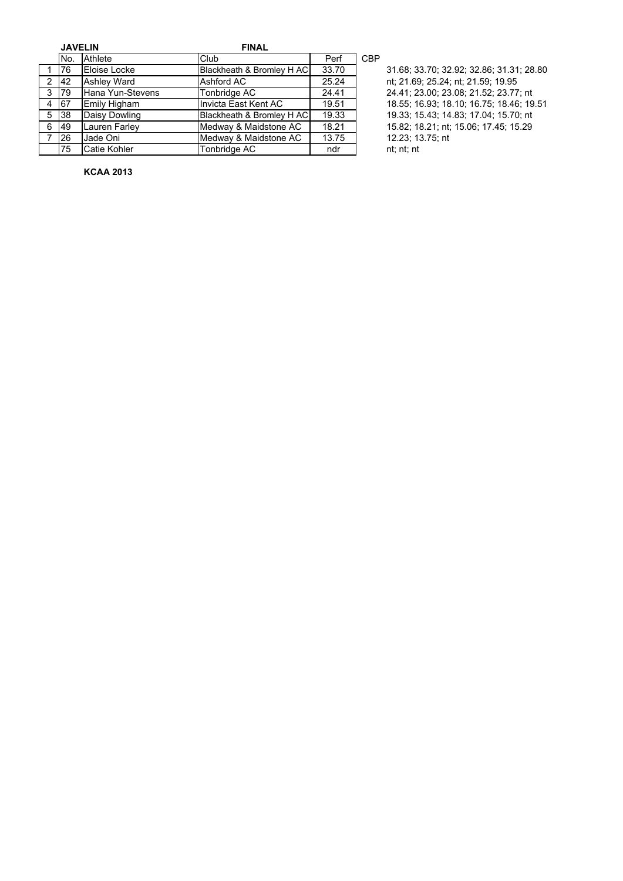**JAVELIN** **FINAL**

| | No. | Athlete | Club | Perf | CBP | |
|---|---|---|---|---|---|---|
| 1 | 76 | Eloise Locke | Blackheath & Bromley H AC | 33.70 | | 31.68; 33.70; 32.92; 32.86; 31.31; 28.80 |
| 2 | 42 | Ashley Ward | Ashford AC | 25.24 | | nt; 21.69; 25.24; nt; 21.59; 19.95 |
| 3 | 79 | Hana Yun-Stevens | Tonbridge AC | 24.41 | | 24.41; 23.00; 23.08; 21.52; 23.77; nt |
| 4 | 67 | Emily Higham | Invicta East Kent AC | 19.51 | | 18.55; 16.93; 18.10; 16.75; 18.46; 19.51 |
| 5 | 38 | Daisy Dowling | Blackheath & Bromley H AC | 19.33 | | 19.33; 15.43; 14.83; 17.04; 15.70; nt |
| 6 | 49 | Lauren Farley | Medway & Maidstone AC | 18.21 | | 15.82; 18.21; nt; 15.06; 17.45; 15.29 |
| 7 | 26 | Jade Oni | Medway & Maidstone AC | 13.75 | | 12.23; 13.75; nt |
| | 75 | Catie Kohler | Tonbridge AC | ndr | | nt; nt; nt |

**KCAA 2013**